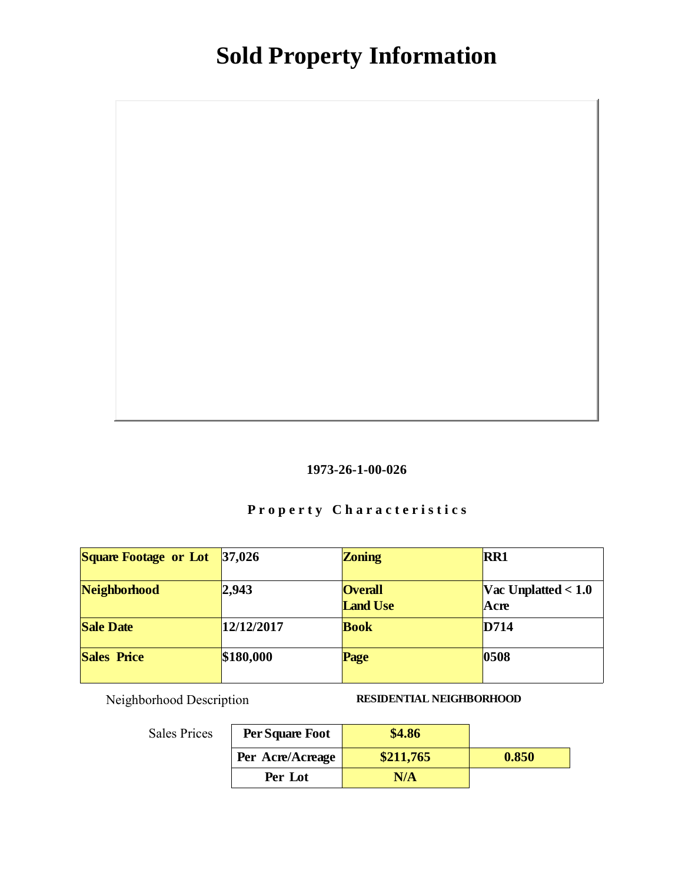# Sold Property Information

**1973-26-1-00-026**

**Property Characteristics**

| Square Footage or Lot | 37,026 | Zoning | RR1 |
|---|---|---|---|
| Neighborhood | 2,943 | Overall Land Use | Vac Unplatted < 1.0 Acre |
| Sale Date | 12/12/2017 | Book | D714 |
| Sales Price | $180,000 | Page | 0508 |

Neighborhood Description **RESIDENTIAL NEIGHBORHOOD**

Sales Prices

| | | |
|---|---|---|
| **Per Square Foot** | **$4.86** | |
| **Per Acre/Acreage** | **$211,765** | **0.850** |
| **Per Lot** | **N/A** | |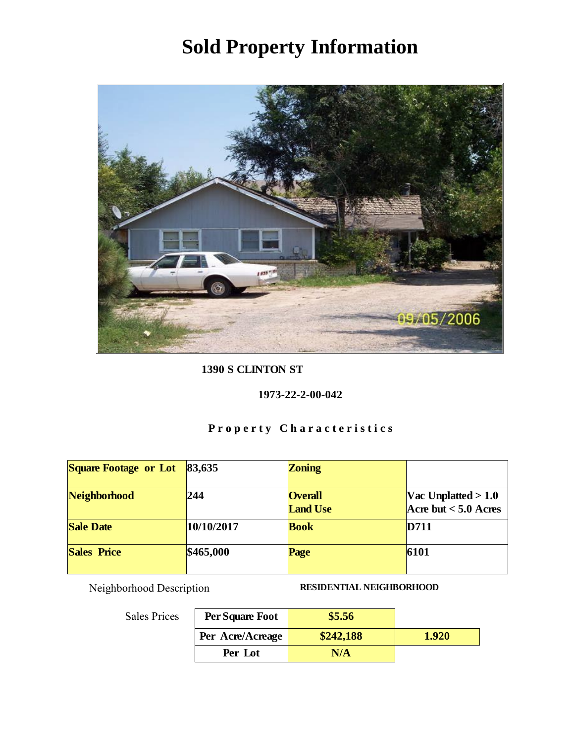# Sold Property Information

**1390 S CLINTON ST**

**1973-22-2-00-042**

**Property Characteristics**

| Square Footage or Lot | 83,635 | Zoning | |
|---|---|---|---|
| Neighborhood | 244 | Overall Land Use | Vac Unplatted > 1.0 Acre but < 5.0 Acres |
| Sale Date | 10/10/2017 | Book | D711 |
| Sales Price | $465,000 | Page | 6101 |

Neighborhood Description **RESIDENTIAL NEIGHBORHOOD**

Sales Prices

| | | |
|---|---|---|
| Per Square Foot | $5.56 | |
| Per Acre/Acreage | $242,188 | 1.920 |
| Per Lot | N/A | |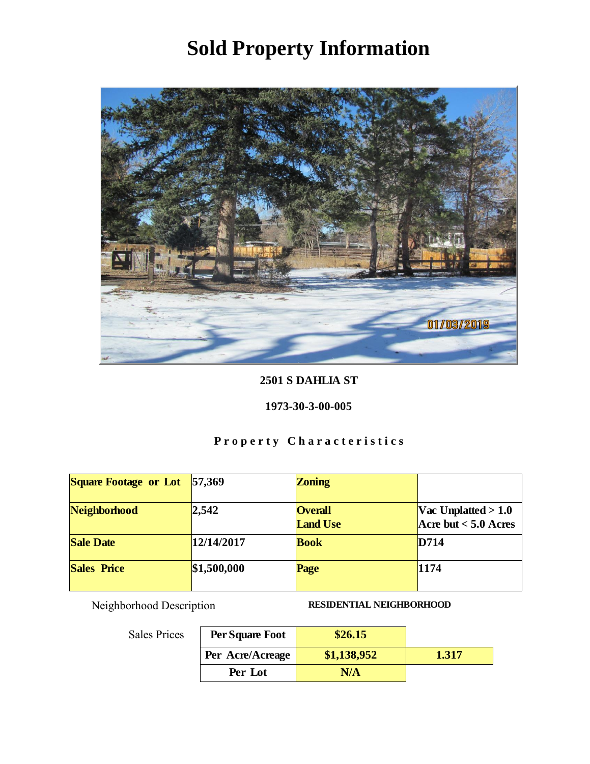# Sold Property Information

**2501 S DAHLIA ST**

**1973-30-3-00-005**

**Property Characteristics**

| Square Footage or Lot | 57,369 | Zoning | |
|---|---|---|---|
| Neighborhood | 2,542 | Overall Land Use | Vac Unplatted > 1.0 Acre but < 5.0 Acres |
| Sale Date | 12/14/2017 | Book | D714 |
| Sales Price | $1,500,000 | Page | 1174 |

Neighborhood Description **RESIDENTIAL NEIGHBORHOOD**

Sales Prices

| | | |
|---|---|---|
| Per Square Foot | $26.15 | |
| Per Acre/Acreage | $1,138,952 | 1.317 |
| Per Lot | N/A | |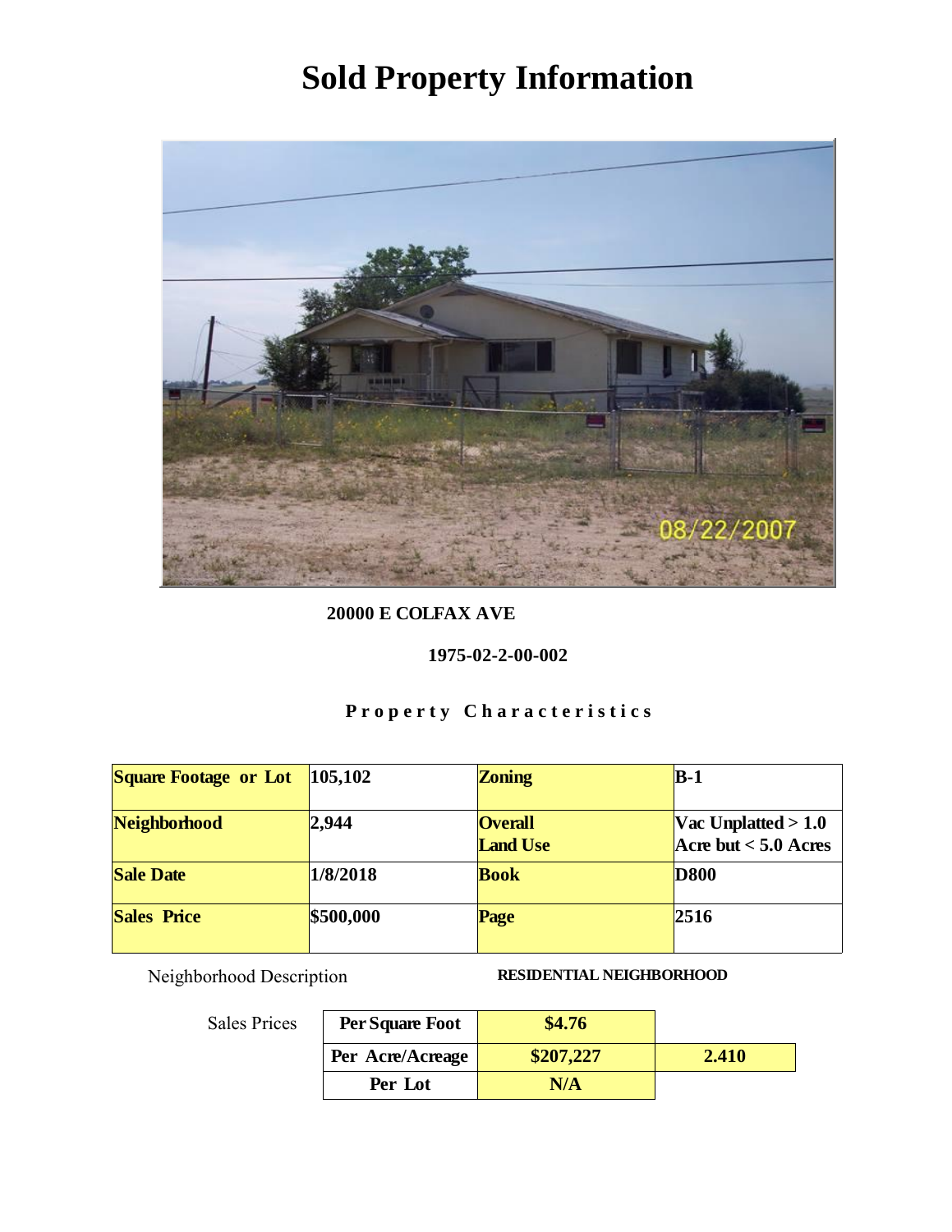# Sold Property Information

**20000 E COLFAX AVE**

**1975-02-2-00-002**

**Property Characteristics**

| Square Footage or Lot | 105,102 | Zoning | B-1 |
|---|---|---|---|
| Neighborhood | 2,944 | Overall Land Use | Vac Unplatted > 1.0 Acre but < 5.0 Acres |
| Sale Date | 1/8/2018 | Book | D800 |
| Sales Price | $500,000 | Page | 2516 |

Neighborhood Description **RESIDENTIAL NEIGHBORHOOD**

Sales Prices

| | | |
|---|---|---|
| Per Square Foot | $4.76 | |
| Per Acre/Acreage | $207,227 | 2.410 |
| Per Lot | N/A | |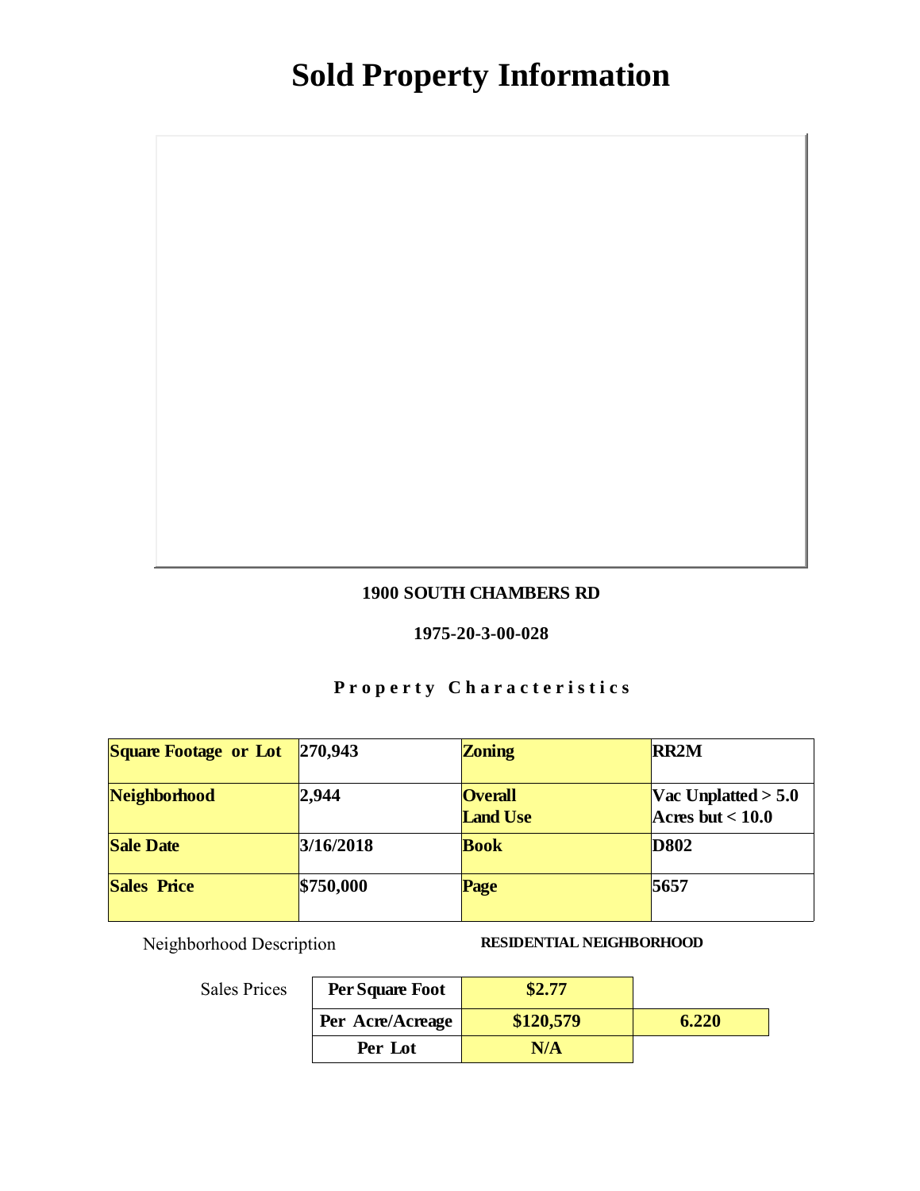# Sold Property Information

**1900 SOUTH CHAMBERS RD**

**1975-20-3-00-028**

### Property Characteristics

| Square Footage or Lot | 270,943 | Zoning | RR2M |
|---|---|---|---|
| Neighborhood | 2,944 | Overall Land Use | Vac Unplatted > 5.0 Acres but < 10.0 |
| Sale Date | 3/16/2018 | Book | D802 |
| Sales Price | $750,000 | Page | 5657 |

Neighborhood Description **RESIDENTIAL NEIGHBORHOOD**

Sales Prices

| | | |
|---|---|---|
| Per Square Foot | $2.77 | |
| Per Acre/Acreage | $120,579 | 6.220 |
| Per Lot | N/A | |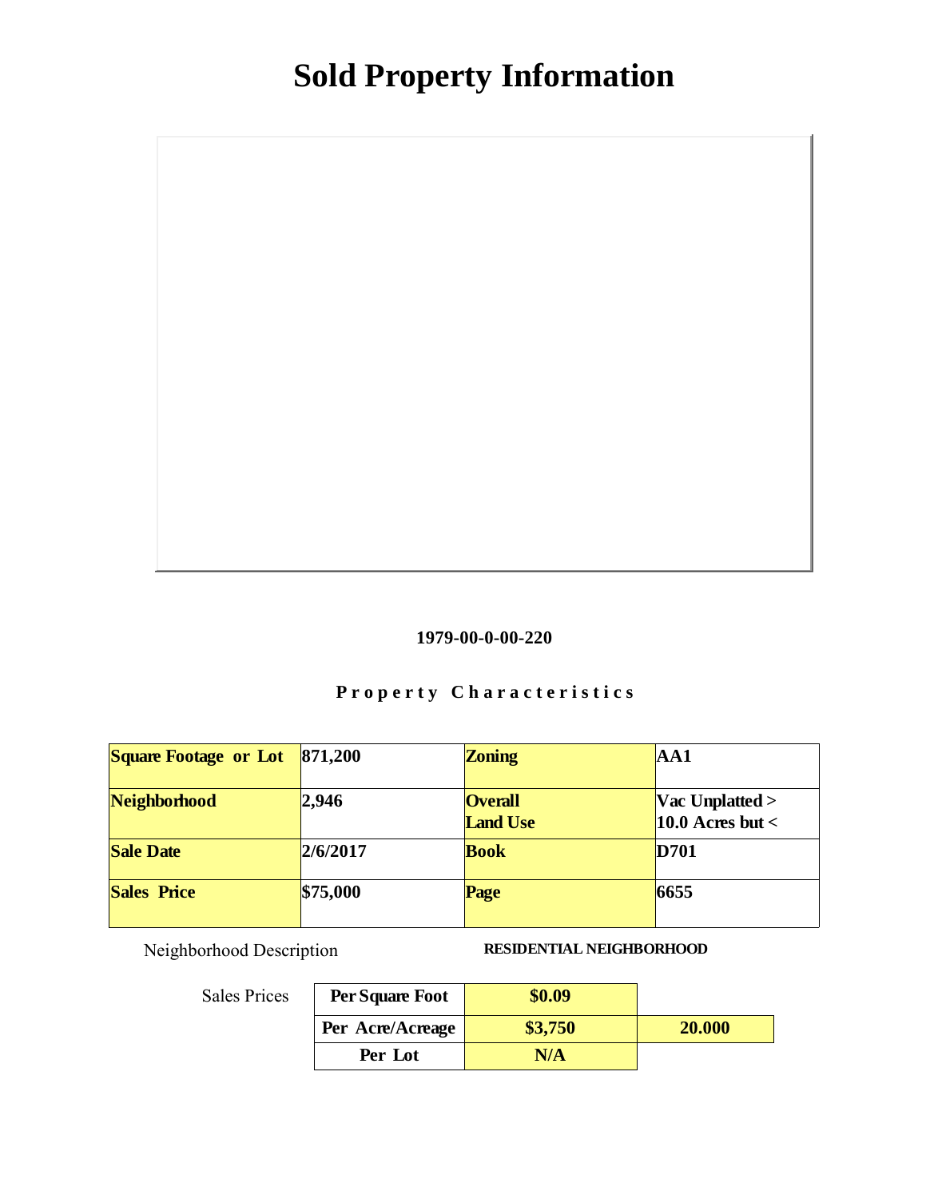# Sold Property Information

**1979-00-0-00-220**

**Property Characteristics**

| Square Footage or Lot | 871,200 | Zoning | AA1 |
|---|---|---|---|
| Neighborhood | 2,946 | Overall Land Use | Vac Unplatted > 10.0 Acres but < |
| Sale Date | 2/6/2017 | Book | D701 |
| Sales Price | $75,000 | Page | 6655 |

Neighborhood Description **RESIDENTIAL NEIGHBORHOOD**

Sales Prices

| | | |
|---|---|---|
| **Per Square Foot** | **$0.09** | |
| **Per Acre/Acreage** | **$3,750** | **20.000** |
| **Per Lot** | **N/A** | |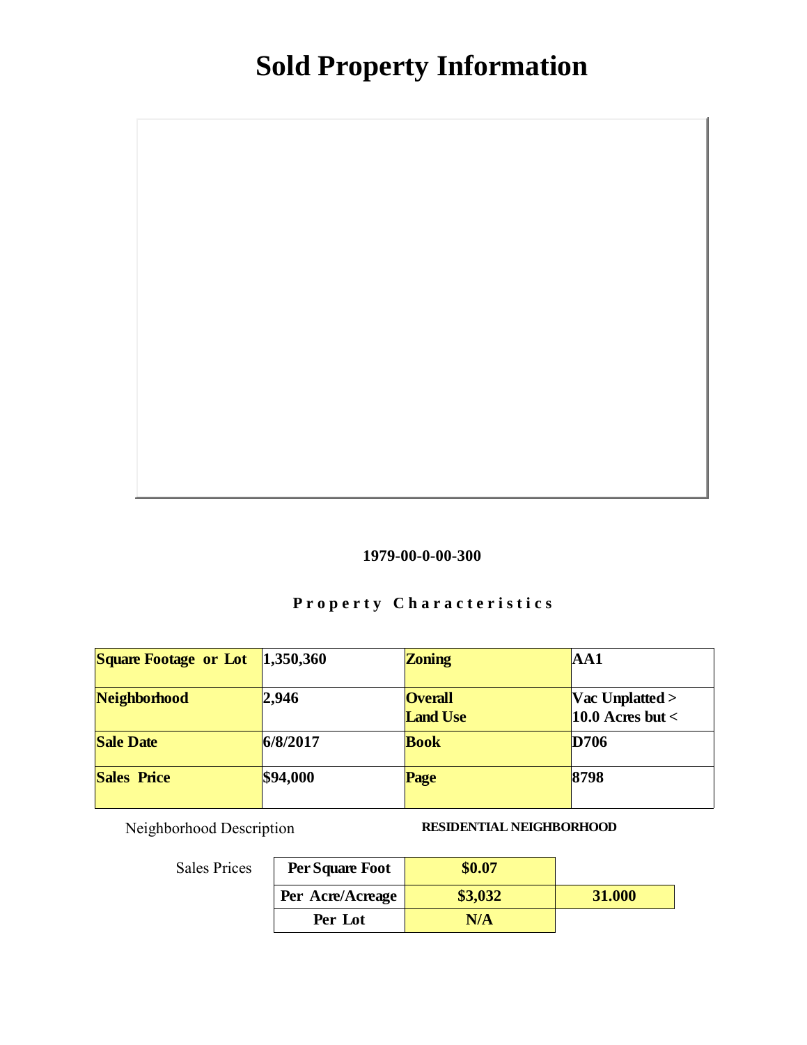# Sold Property Information

**1979-00-0-00-300**

**Property Characteristics**

| Square Footage or Lot | 1,350,360 | Zoning | AA1 |
|---|---|---|---|
| Neighborhood | 2,946 | Overall Land Use | Vac Unplatted > 10.0 Acres but < |
| Sale Date | 6/8/2017 | Book | D706 |
| Sales Price | $94,000 | Page | 8798 |

Neighborhood Description **RESIDENTIAL NEIGHBORHOOD**

Sales Prices

| | | |
|---|---|---|
| Per Square Foot | $0.07 | |
| Per Acre/Acreage | $3,032 | 31.000 |
| Per Lot | N/A | |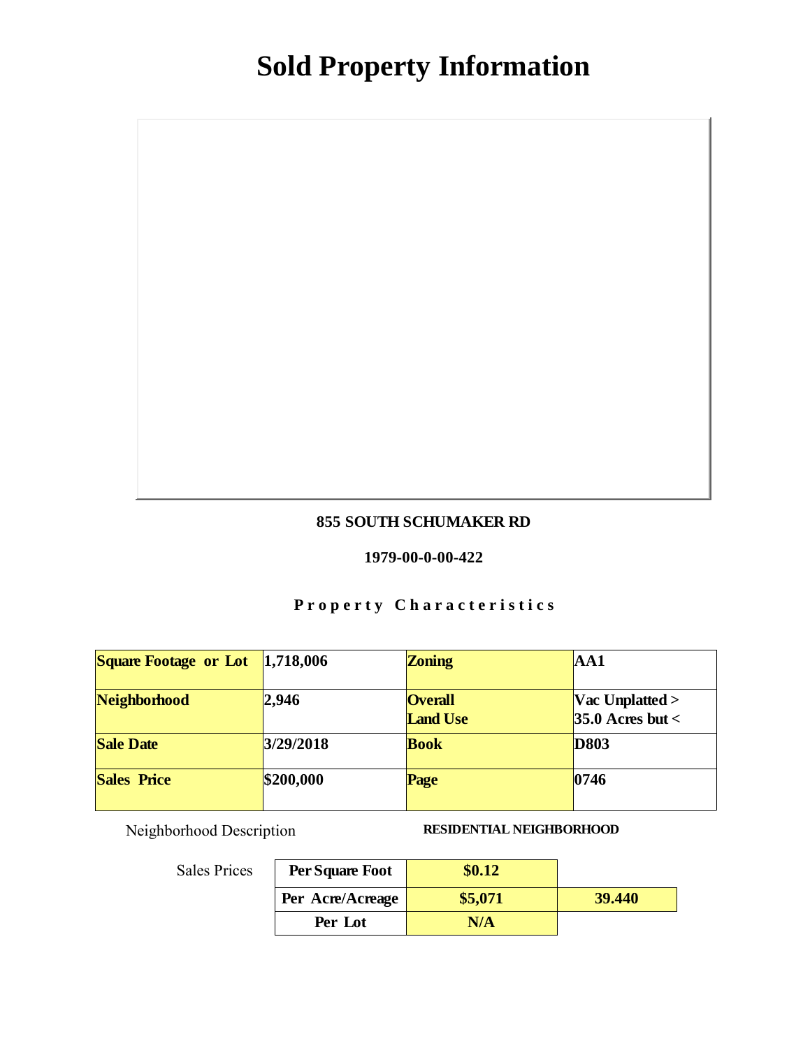# Sold Property Information

**855 SOUTH SCHUMAKER RD**

**1979-00-0-00-422**

**Property Characteristics**

| Square Footage or Lot | 1,718,006 | Zoning | AA1 |
|---|---|---|---|
| Neighborhood | 2,946 | Overall Land Use | Vac Unplatted > 35.0 Acres but < |
| Sale Date | 3/29/2018 | Book | D803 |
| Sales Price | $200,000 | Page | 0746 |

Neighborhood Description **RESIDENTIAL NEIGHBORHOOD**

Sales Prices

| | | |
|---|---|---|
| Per Square Foot | $0.12 | |
| Per Acre/Acreage | $5,071 | 39.440 |
| Per Lot | N/A | |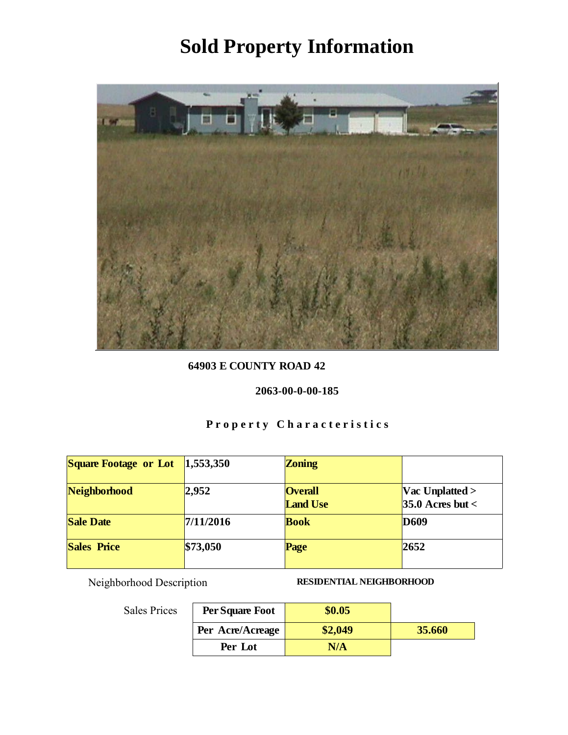# Sold Property Information

**64903 E COUNTY ROAD 42**

**2063-00-0-00-185**

**Property Characteristics**

| Square Footage or Lot | 1,553,350 | Zoning | |
|---|---|---|---|
| Neighborhood | 2,952 | Overall Land Use | Vac Unplatted > 35.0 Acres but < |
| Sale Date | 7/11/2016 | Book | D609 |
| Sales Price | $73,050 | Page | 2652 |

Neighborhood Description **RESIDENTIAL NEIGHBORHOOD**

Sales Prices

| | | |
|---|---|---|
| Per Square Foot | $0.05 | |
| Per Acre/Acreage | $2,049 | 35.660 |
| Per Lot | N/A | |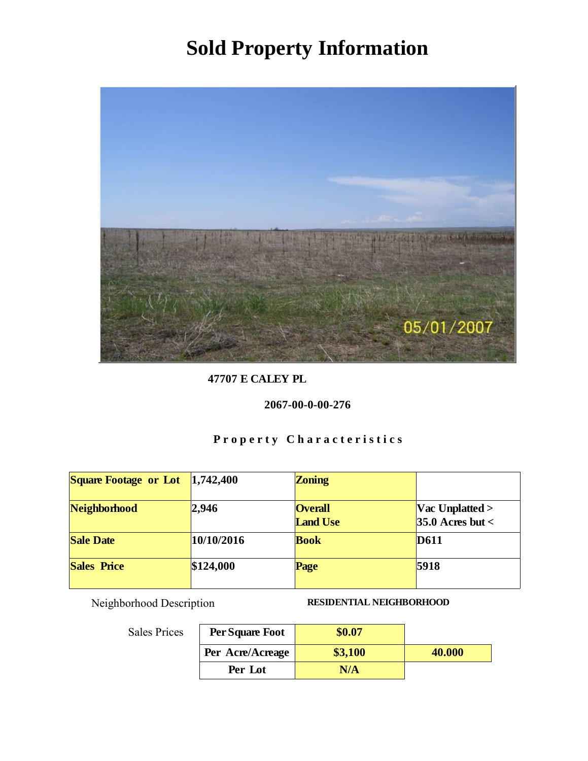# Sold Property Information

**47707 E CALEY PL**

**2067-00-0-00-276**

**Property Characteristics**

| | | | |
|---|---|---|---|
| **Square Footage or Lot** | **1,742,400** | **Zoning** | |
| **Neighborhood** | **2,946** | **Overall Land Use** | **Vac Unplatted > 35.0 Acres but <** |
| **Sale Date** | **10/10/2016** | **Book** | **D611** |
| **Sales Price** | **$124,000** | **Page** | **5918** |

Neighborhood Description **RESIDENTIAL NEIGHBORHOOD**

Sales Prices

| | | |
|---|---|---|
| **Per Square Foot** | **$0.07** | |
| **Per Acre/Acreage** | **$3,100** | **40.000** |
| **Per Lot** | **N/A** | |